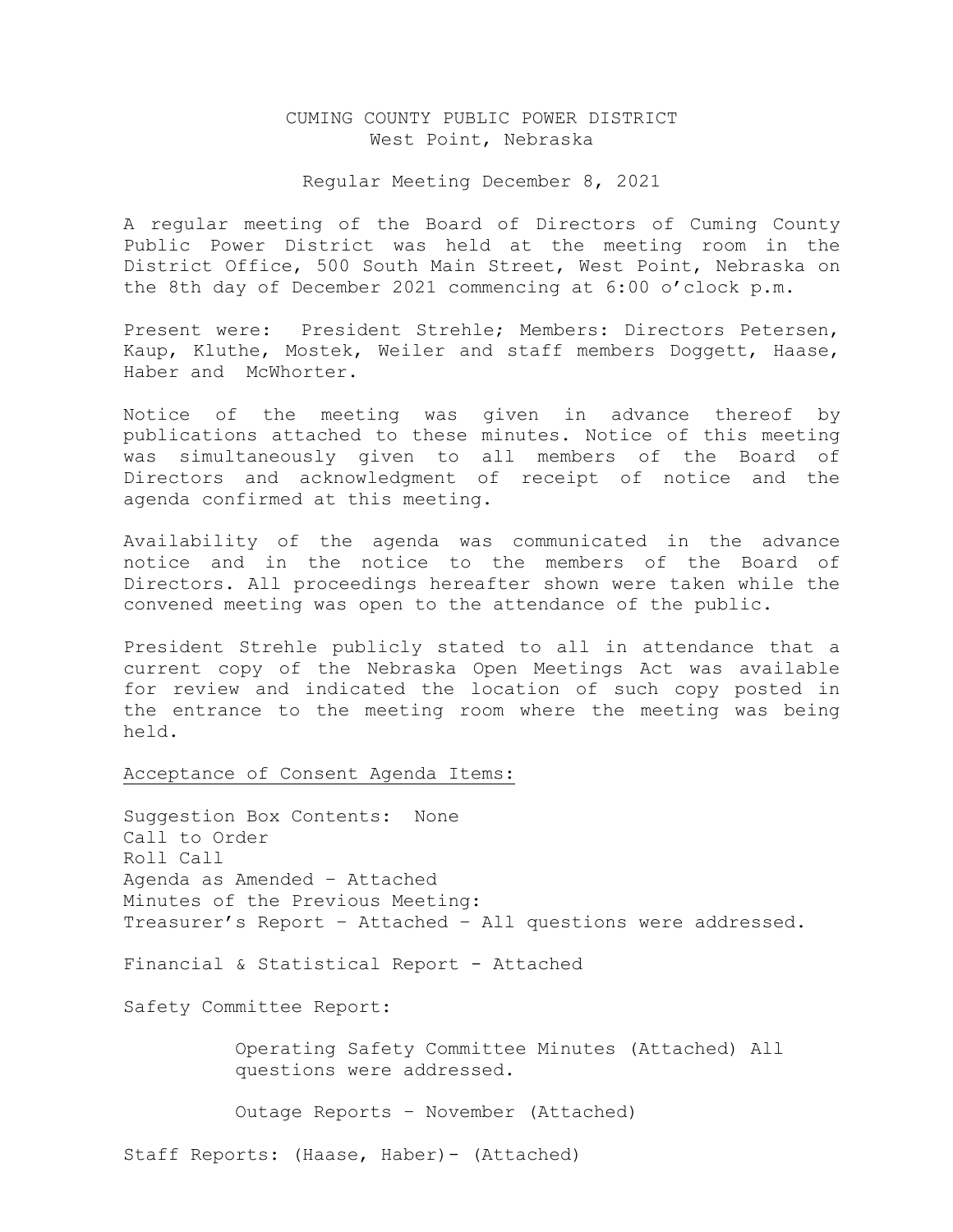# CUMING COUNTY PUBLIC POWER DISTRICT
West Point, Nebraska

Regular Meeting December 8, 2021

A regular meeting of the Board of Directors of Cuming County Public Power District was held at the meeting room in the District Office, 500 South Main Street, West Point, Nebraska on the 8th day of December 2021 commencing at 6:00 o'clock p.m.

Present were: President Strehle; Members: Directors Petersen, Kaup, Kluthe, Mostek, Weiler and staff members Doggett, Haase, Haber and McWhorter.

Notice of the meeting was given in advance thereof by publications attached to these minutes. Notice of this meeting was simultaneously given to all members of the Board of Directors and acknowledgment of receipt of notice and the agenda confirmed at this meeting.

Availability of the agenda was communicated in the advance notice and in the notice to the members of the Board of Directors. All proceedings hereafter shown were taken while the convened meeting was open to the attendance of the public.

President Strehle publicly stated to all in attendance that a current copy of the Nebraska Open Meetings Act was available for review and indicated the location of such copy posted in the entrance to the meeting room where the meeting was being held.

Acceptance of Consent Agenda Items:

Suggestion Box Contents: None
Call to Order
Roll Call
Agenda as Amended – Attached
Minutes of the Previous Meeting:
Treasurer's Report – Attached – All questions were addressed.

Financial & Statistical Report - Attached

Safety Committee Report:

Operating Safety Committee Minutes (Attached) All questions were addressed.

Outage Reports – November (Attached)

Staff Reports: (Haase, Haber)- (Attached)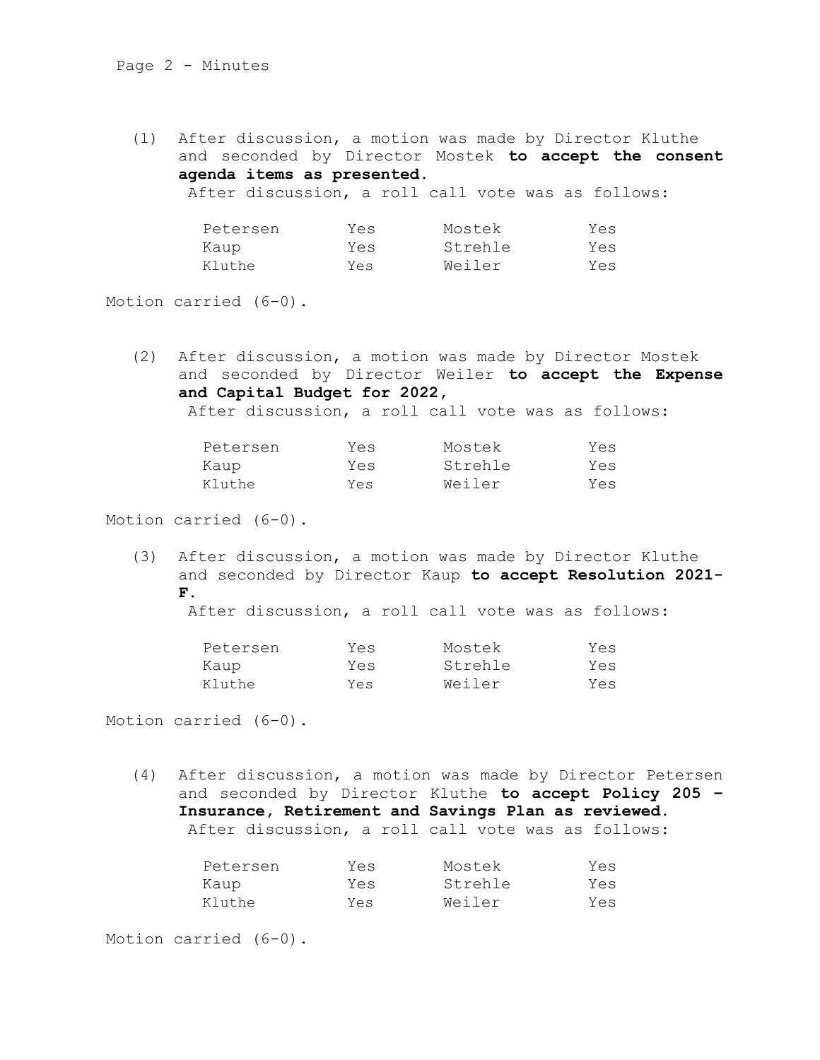(1) After discussion, a motion was made by Director Kluthe and seconded by Director Mostek **to accept the consent agenda items as presented.**
After discussion, a roll call vote was as follows:

| | | | |
|---|---|---|---|
| Petersen | Yes | Mostek | Yes |
| Kaup | Yes | Strehle | Yes |
| Kluthe | Yes | Weiler | Yes |

Motion carried (6-0).

(2) After discussion, a motion was made by Director Mostek and seconded by Director Weiler **to accept the Expense and Capital Budget for 2022,**
After discussion, a roll call vote was as follows:

| | | | |
|---|---|---|---|
| Petersen | Yes | Mostek | Yes |
| Kaup | Yes | Strehle | Yes |
| Kluthe | Yes | Weiler | Yes |

Motion carried (6-0).

(3) After discussion, a motion was made by Director Kluthe and seconded by Director Kaup **to accept Resolution 2021-F.**
After discussion, a roll call vote was as follows:

| | | | |
|---|---|---|---|
| Petersen | Yes | Mostek | Yes |
| Kaup | Yes | Strehle | Yes |
| Kluthe | Yes | Weiler | Yes |

Motion carried (6-0).

(4) After discussion, a motion was made by Director Petersen and seconded by Director Kluthe **to accept Policy 205 – Insurance, Retirement and Savings Plan as reviewed.**
After discussion, a roll call vote was as follows:

| | | | |
|---|---|---|---|
| Petersen | Yes | Mostek | Yes |
| Kaup | Yes | Strehle | Yes |
| Kluthe | Yes | Weiler | Yes |

Motion carried (6-0).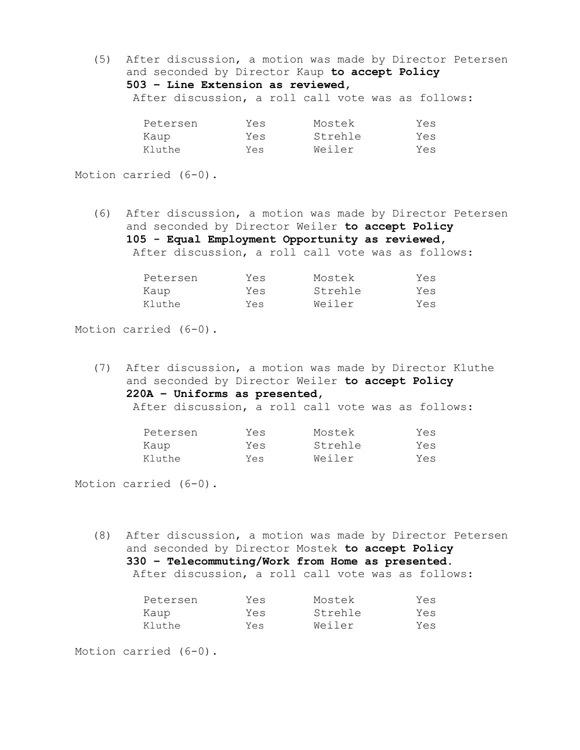(5) After discussion, a motion was made by Director Petersen and seconded by Director Kaup **to accept Policy 503 – Line Extension as reviewed,**
After discussion, a roll call vote was as follows:

| | | | |
|---|---|---|---|
| Petersen | Yes | Mostek | Yes |
| Kaup | Yes | Strehle | Yes |
| Kluthe | Yes | Weiler | Yes |

Motion carried (6-0).

(6) After discussion, a motion was made by Director Petersen and seconded by Director Weiler **to accept Policy 105 - Equal Employment Opportunity as reviewed,**
After discussion, a roll call vote was as follows:

| | | | |
|---|---|---|---|
| Petersen | Yes | Mostek | Yes |
| Kaup | Yes | Strehle | Yes |
| Kluthe | Yes | Weiler | Yes |

Motion carried (6-0).

(7) After discussion, a motion was made by Director Kluthe and seconded by Director Weiler **to accept Policy 220A – Uniforms as presented,**
After discussion, a roll call vote was as follows:

| | | | |
|---|---|---|---|
| Petersen | Yes | Mostek | Yes |
| Kaup | Yes | Strehle | Yes |
| Kluthe | Yes | Weiler | Yes |

Motion carried (6-0).

(8) After discussion, a motion was made by Director Petersen and seconded by Director Mostek **to accept Policy 330 – Telecommuting/Work from Home as presented.**
After discussion, a roll call vote was as follows:

| | | | |
|---|---|---|---|
| Petersen | Yes | Mostek | Yes |
| Kaup | Yes | Strehle | Yes |
| Kluthe | Yes | Weiler | Yes |

Motion carried (6-0).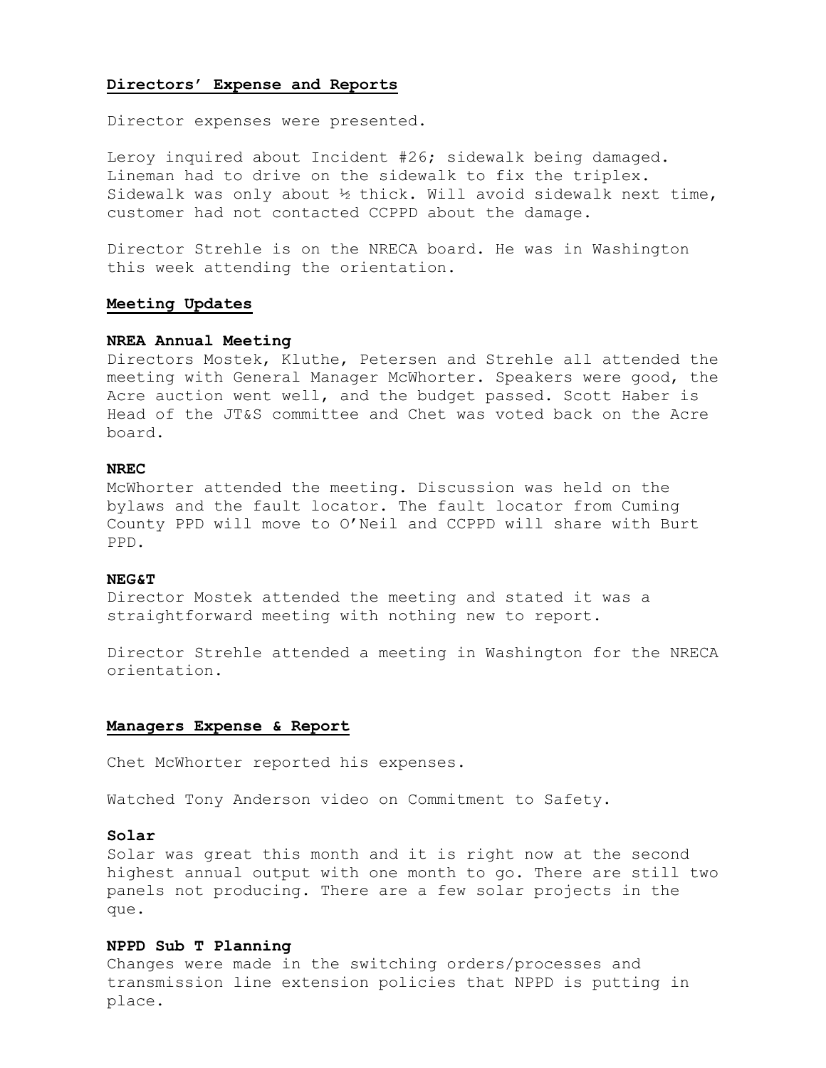## Directors' Expense and Reports

Director expenses were presented.

Leroy inquired about Incident #26; sidewalk being damaged. Lineman had to drive on the sidewalk to fix the triplex. Sidewalk was only about ½ thick. Will avoid sidewalk next time, customer had not contacted CCPPD about the damage.

Director Strehle is on the NRECA board. He was in Washington this week attending the orientation.

## Meeting Updates

### NREA Annual Meeting

Directors Mostek, Kluthe, Petersen and Strehle all attended the meeting with General Manager McWhorter. Speakers were good, the Acre auction went well, and the budget passed. Scott Haber is Head of the JT&S committee and Chet was voted back on the Acre board.

### NREC

McWhorter attended the meeting. Discussion was held on the bylaws and the fault locator. The fault locator from Cuming County PPD will move to O'Neil and CCPPD will share with Burt PPD.

### NEG&T

Director Mostek attended the meeting and stated it was a straightforward meeting with nothing new to report.

Director Strehle attended a meeting in Washington for the NRECA orientation.

## Managers Expense & Report

Chet McWhorter reported his expenses.

Watched Tony Anderson video on Commitment to Safety.

### Solar

Solar was great this month and it is right now at the second highest annual output with one month to go. There are still two panels not producing. There are a few solar projects in the que.

### NPPD Sub T Planning

Changes were made in the switching orders/processes and transmission line extension policies that NPPD is putting in place.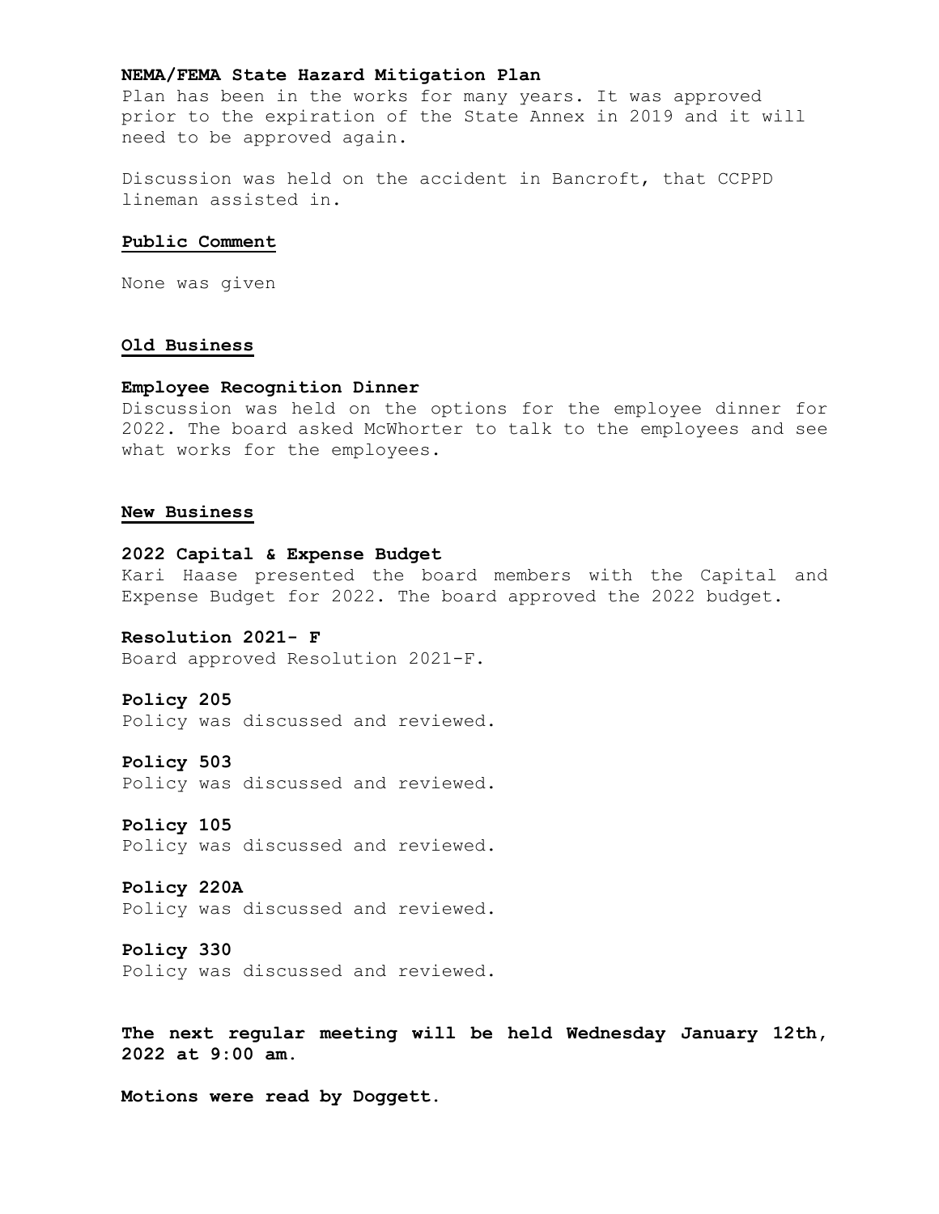**NEMA/FEMA State Hazard Mitigation Plan**
Plan has been in the works for many years. It was approved prior to the expiration of the State Annex in 2019 and it will need to be approved again.

Discussion was held on the accident in Bancroft, that CCPPD lineman assisted in.

## Public Comment

None was given

## Old Business

**Employee Recognition Dinner**
Discussion was held on the options for the employee dinner for 2022. The board asked McWhorter to talk to the employees and see what works for the employees.

## New Business

**2022 Capital & Expense Budget**
Kari Haase presented the board members with the Capital and Expense Budget for 2022. The board approved the 2022 budget.

**Resolution 2021- F**
Board approved Resolution 2021-F.

**Policy 205**
Policy was discussed and reviewed.

**Policy 503**
Policy was discussed and reviewed.

**Policy 105**
Policy was discussed and reviewed.

**Policy 220A**
Policy was discussed and reviewed.

**Policy 330**
Policy was discussed and reviewed.

**The next regular meeting will be held Wednesday January 12th, 2022 at 9:00 am.**

**Motions were read by Doggett.**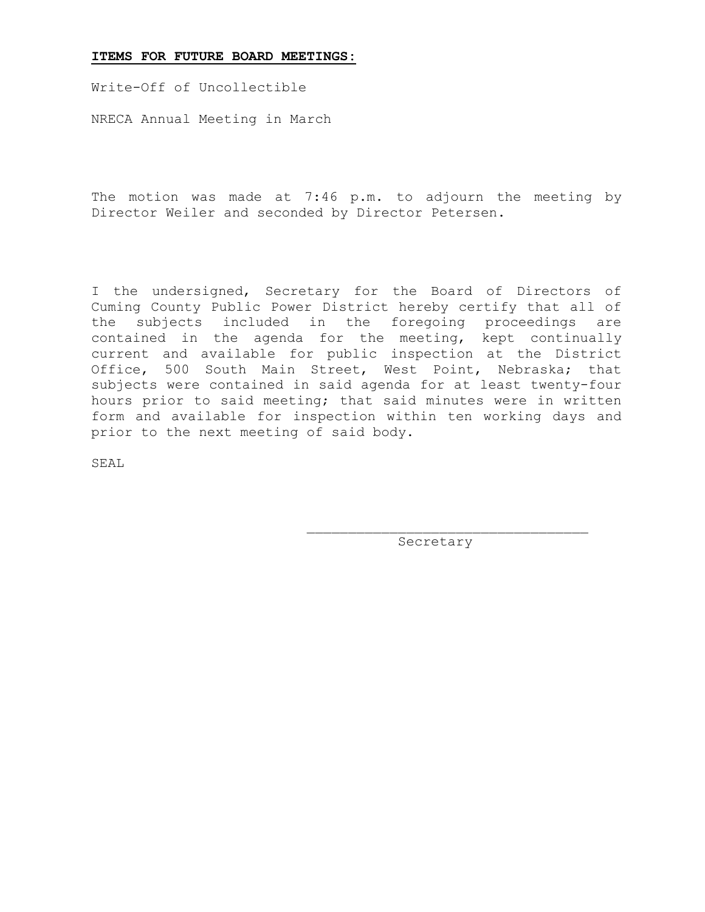**ITEMS FOR FUTURE BOARD MEETINGS:**

Write-Off of Uncollectible

NRECA Annual Meeting in March

The motion was made at 7:46 p.m. to adjourn the meeting by Director Weiler and seconded by Director Petersen.

I the undersigned, Secretary for the Board of Directors of Cuming County Public Power District hereby certify that all of the subjects included in the foregoing proceedings are contained in the agenda for the meeting, kept continually current and available for public inspection at the District Office, 500 South Main Street, West Point, Nebraska; that subjects were contained in said agenda for at least twenty-four hours prior to said meeting; that said minutes were in written form and available for inspection within ten working days and prior to the next meeting of said body.

SEAL

\_\_\_\_\_\_\_\_\_\_\_\_\_\_\_\_\_\_\_\_\_\_\_\_\_\_\_\_\_\_\_\_\_\_\_

Secretary